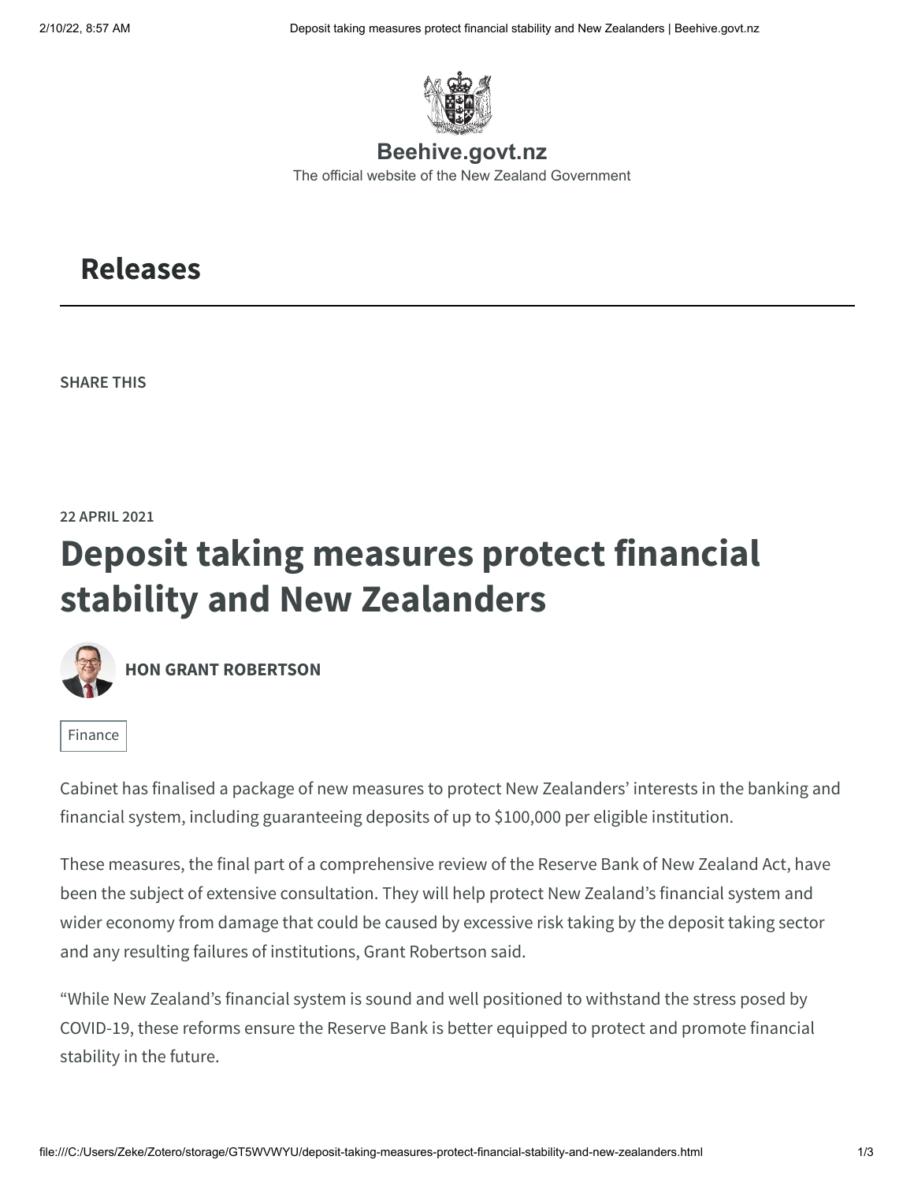Beehive.govt.nz

The official website of the New Zealand Government

## Releases

SHARE THIS

22 APRIL 2021

# Deposit taking measures protect financial stability and New Zealanders

**HON GRANT ROBERTSON**

Finance

Cabinet has finalised a package of new measures to protect New Zealanders' interests in the banking and financial system, including guaranteeing deposits of up to $100,000 per eligible institution.

These measures, the final part of a comprehensive review of the Reserve Bank of New Zealand Act, have been the subject of extensive consultation. They will help protect New Zealand's financial system and wider economy from damage that could be caused by excessive risk taking by the deposit taking sector and any resulting failures of institutions, Grant Robertson said.

"While New Zealand's financial system is sound and well positioned to withstand the stress posed by COVID-19, these reforms ensure the Reserve Bank is better equipped to protect and promote financial stability in the future.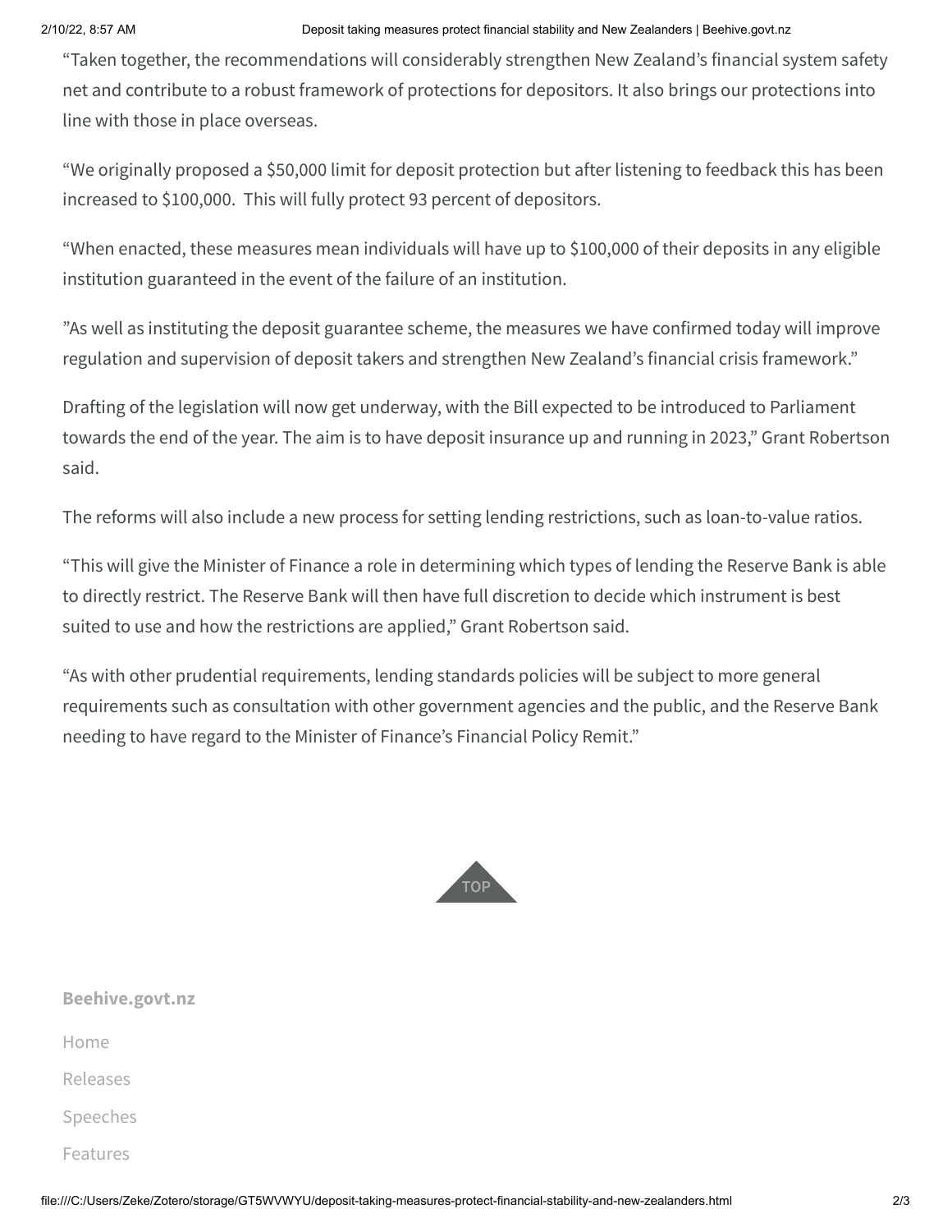"Taken together, the recommendations will considerably strengthen New Zealand's financial system safety net and contribute to a robust framework of protections for depositors. It also brings our protections into line with those in place overseas.

"We originally proposed a $50,000 limit for deposit protection but after listening to feedback this has been increased to $100,000. This will fully protect 93 percent of depositors.

"When enacted, these measures mean individuals will have up to $100,000 of their deposits in any eligible institution guaranteed in the event of the failure of an institution.

"As well as instituting the deposit guarantee scheme, the measures we have confirmed today will improve regulation and supervision of deposit takers and strengthen New Zealand's financial crisis framework."

Drafting of the legislation will now get underway, with the Bill expected to be introduced to Parliament towards the end of the year. The aim is to have deposit insurance up and running in 2023," Grant Robertson said.

The reforms will also include a new process for setting lending restrictions, such as loan-to-value ratios.

"This will give the Minister of Finance a role in determining which types of lending the Reserve Bank is able to directly restrict. The Reserve Bank will then have full discretion to decide which instrument is best suited to use and how the restrictions are applied," Grant Robertson said.

"As with other prudential requirements, lending standards policies will be subject to more general requirements such as consultation with other government agencies and the public, and the Reserve Bank needing to have regard to the Minister of Finance's Financial Policy Remit."

TOP

**Beehive.govt.nz**

Home

Releases

Speeches

Features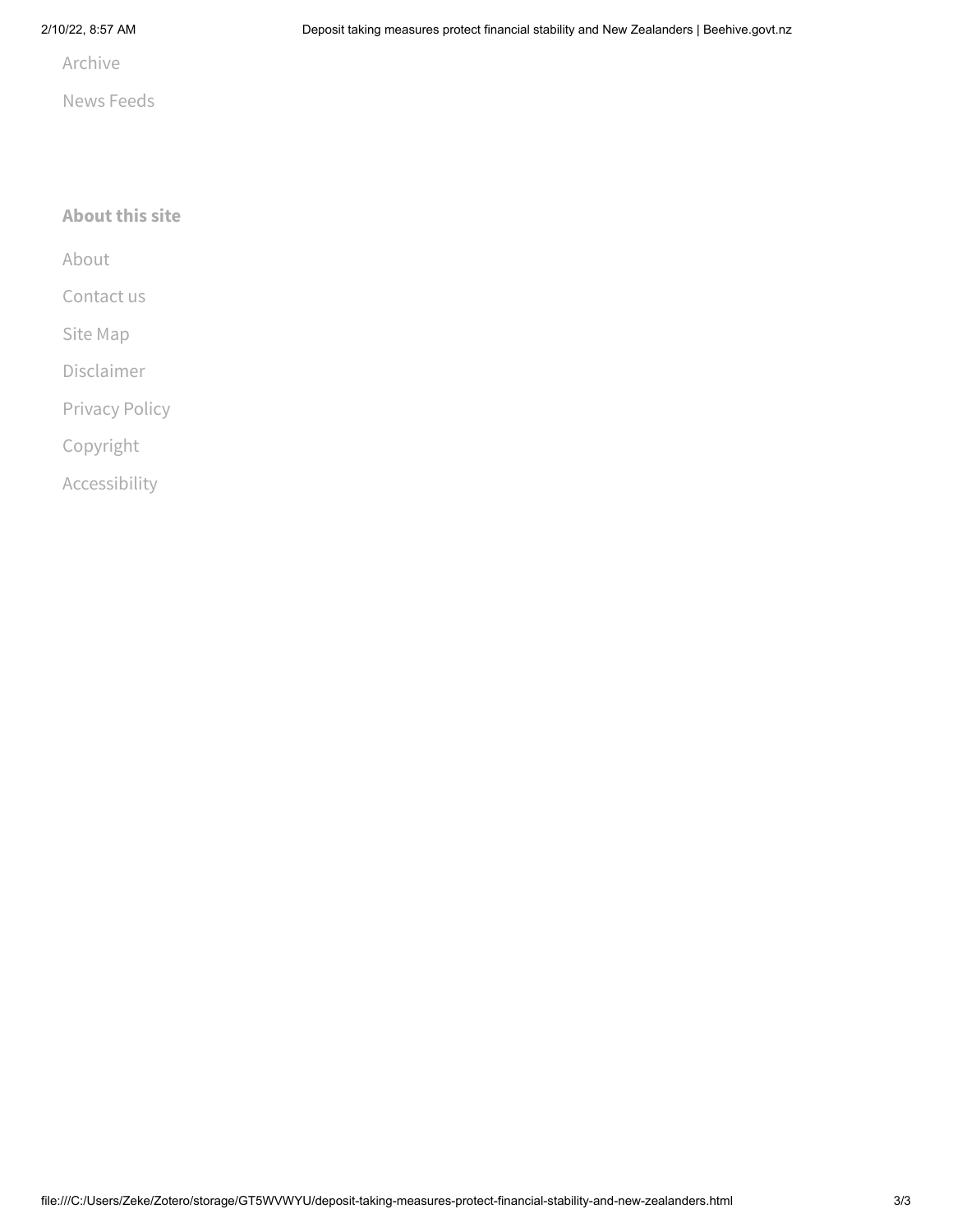Archive

News Feeds

**About this site**

About

Contact us

Site Map

Disclaimer

Privacy Policy

Copyright

Accessibility